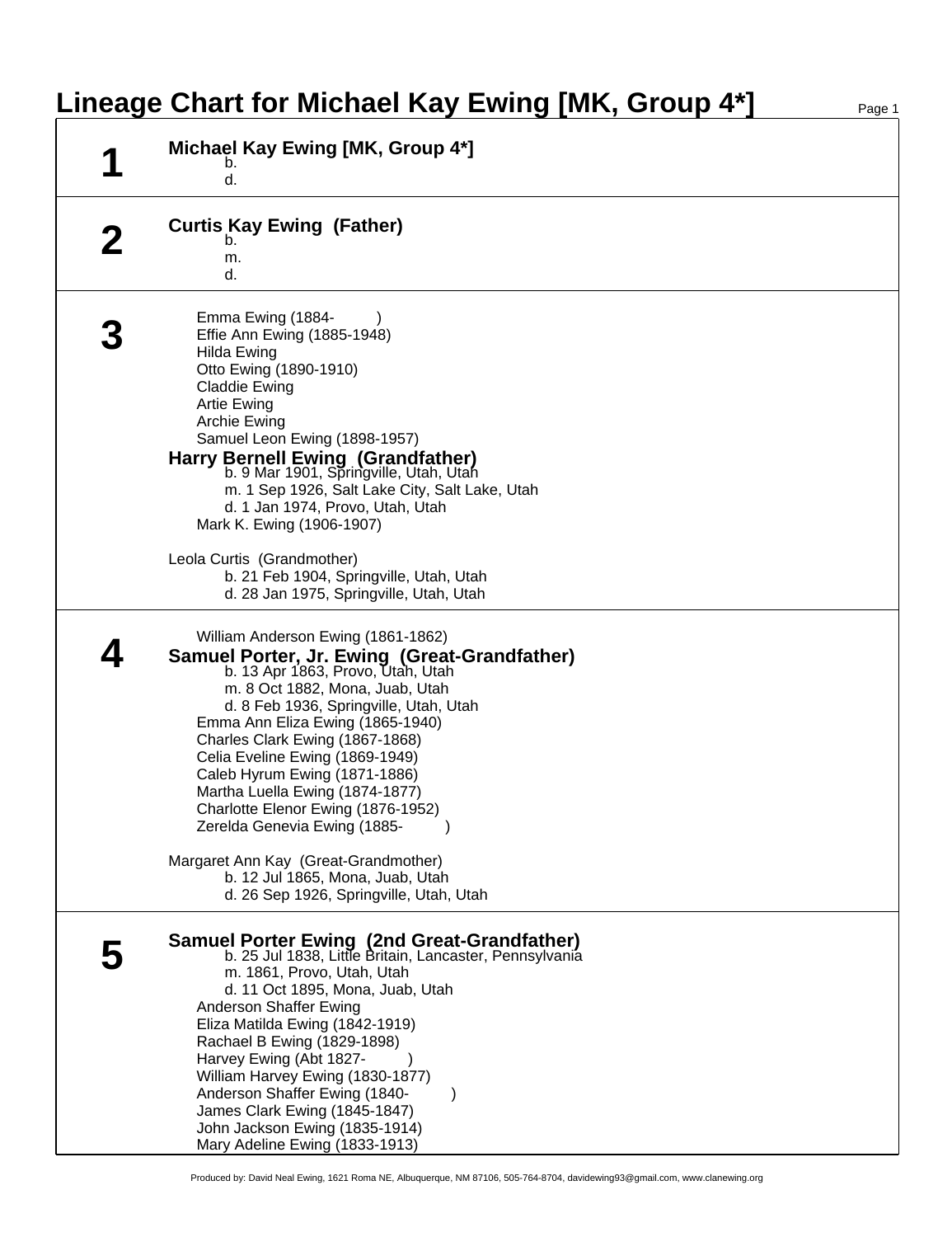# Lineage Chart for Michael Kay Ewing [MK, Group 4*]

## 1

**Michael Kay Ewing [MK, Group 4*]**
- b.
- d.

## 2

**Curtis Kay Ewing (Father)**
- b.
- m.
- d.

## 3

Emma Ewing (1884- )
Effie Ann Ewing (1885-1948)
Hilda Ewing
Otto Ewing (1890-1910)
Claddie Ewing
Artie Ewing
Archie Ewing
Samuel Leon Ewing (1898-1957)

**Harry Bernell Ewing (Grandfather)**
- b. 9 Mar 1901, Springville, Utah, Utah
- m. 1 Sep 1926, Salt Lake City, Salt Lake, Utah
- d. 1 Jan 1974, Provo, Utah, Utah

Mark K. Ewing (1906-1907)

Leola Curtis (Grandmother)
- b. 21 Feb 1904, Springville, Utah, Utah
- d. 28 Jan 1975, Springville, Utah, Utah

## 4

William Anderson Ewing (1861-1862)

**Samuel Porter, Jr. Ewing (Great-Grandfather)**
- b. 13 Apr 1863, Provo, Utah, Utah
- m. 8 Oct 1882, Mona, Juab, Utah
- d. 8 Feb 1936, Springville, Utah, Utah

Emma Ann Eliza Ewing (1865-1940)
Charles Clark Ewing (1867-1868)
Celia Eveline Ewing (1869-1949)
Caleb Hyrum Ewing (1871-1886)
Martha Luella Ewing (1874-1877)
Charlotte Elenor Ewing (1876-1952)
Zerelda Genevia Ewing (1885- )

Margaret Ann Kay (Great-Grandmother)
- b. 12 Jul 1865, Mona, Juab, Utah
- d. 26 Sep 1926, Springville, Utah, Utah

## 5

**Samuel Porter Ewing (2nd Great-Grandfather)**
- b. 25 Jul 1838, Little Britain, Lancaster, Pennsylvania
- m. 1861, Provo, Utah, Utah
- d. 11 Oct 1895, Mona, Juab, Utah

Anderson Shaffer Ewing
Eliza Matilda Ewing (1842-1919)
Rachael B Ewing (1829-1898)
Harvey Ewing (Abt 1827- )
William Harvey Ewing (1830-1877)
Anderson Shaffer Ewing (1840- )
James Clark Ewing (1845-1847)
John Jackson Ewing (1835-1914)
Mary Adeline Ewing (1833-1913)

Produced by: David Neal Ewing, 1621 Roma NE, Albuquerque, NM 87106, 505-764-8704, davidewing93@gmail.com, www.clanewing.org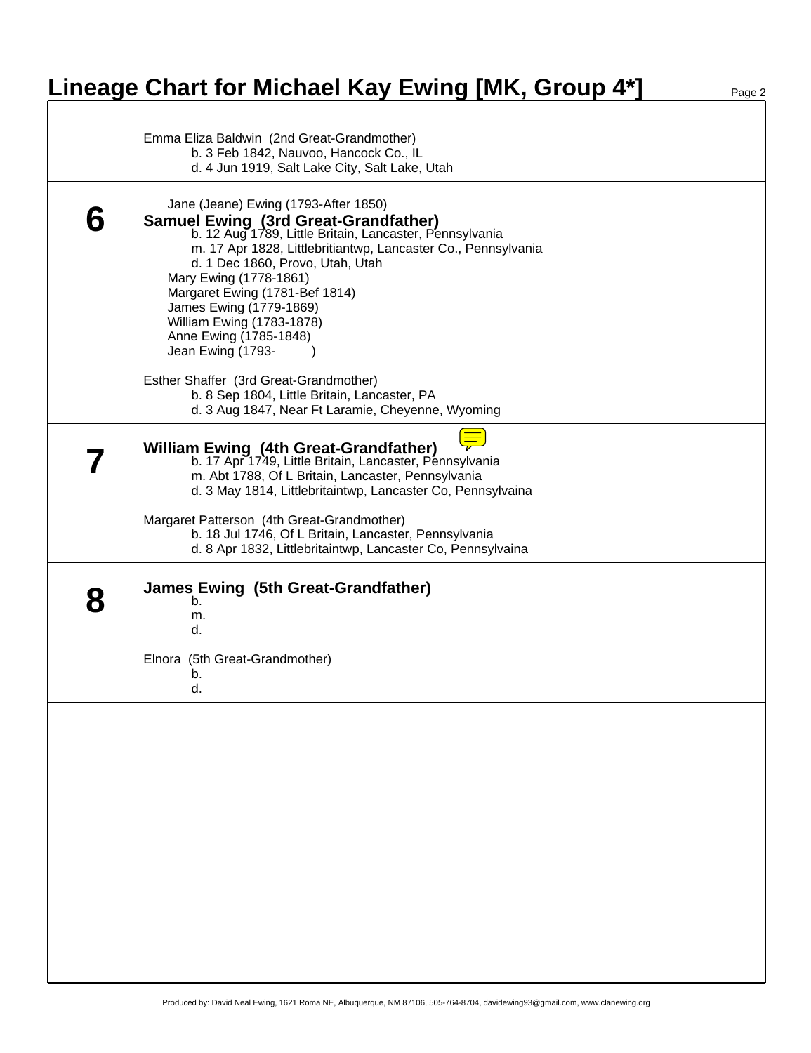# Lineage Chart for Michael Kay Ewing [MK, Group 4*]

Emma Eliza Baldwin (2nd Great-Grandmother)
b. 3 Feb 1842, Nauvoo, Hancock Co., IL
d. 4 Jun 1919, Salt Lake City, Salt Lake, Utah

---

**6**

Jane (Jeane) Ewing (1793-After 1850)

**Samuel Ewing (3rd Great-Grandfather)**
b. 12 Aug 1789, Little Britain, Lancaster, Pennsylvania
m. 17 Apr 1828, Littlebritiantwp, Lancaster Co., Pennsylvania
d. 1 Dec 1860, Provo, Utah, Utah

Mary Ewing (1778-1861)
Margaret Ewing (1781-Bef 1814)
James Ewing (1779-1869)
William Ewing (1783-1878)
Anne Ewing (1785-1848)
Jean Ewing (1793- )

Esther Shaffer (3rd Great-Grandmother)
b. 8 Sep 1804, Little Britain, Lancaster, PA
d. 3 Aug 1847, Near Ft Laramie, Cheyenne, Wyoming

---

**7**

**William Ewing (4th Great-Grandfather)**
b. 17 Apr 1749, Little Britain, Lancaster, Pennsylvania
m. Abt 1788, Of L Britain, Lancaster, Pennsylvania
d. 3 May 1814, Littlebritaintwp, Lancaster Co, Pennsylvaina

Margaret Patterson (4th Great-Grandmother)
b. 18 Jul 1746, Of L Britain, Lancaster, Pennsylvania
d. 8 Apr 1832, Littlebritaintwp, Lancaster Co, Pennsylvaina

---

**8**

**James Ewing (5th Great-Grandfather)**
b.
m.
d.

Elnora (5th Great-Grandmother)
b.
d.

---

Produced by: David Neal Ewing, 1621 Roma NE, Albuquerque, NM 87106, 505-764-8704, davidewing93@gmail.com, www.clanewing.org